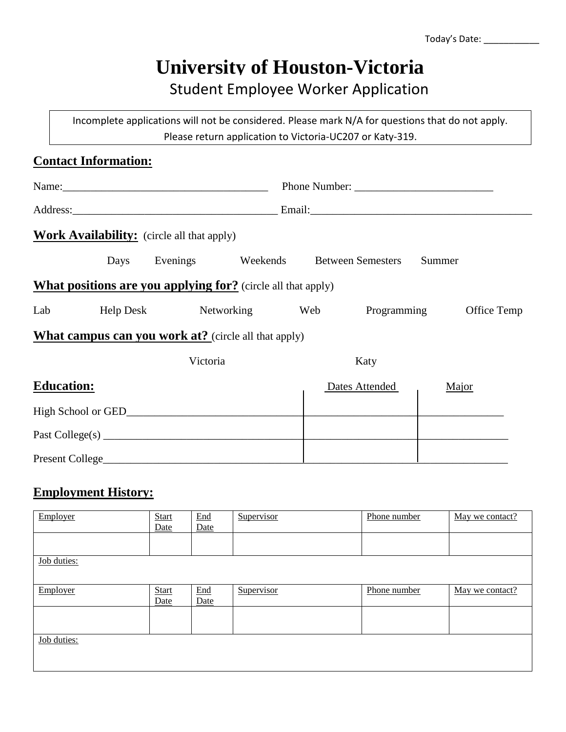Today's Date: ___________

# University of Houston-Victoria

## Student Employee Worker Application

Incomplete applications will not be considered. Please mark N/A for questions that do not apply.
Please return application to Victoria-UC207 or Katy-319.

### Contact Information:

Name:_____________________________________ Phone Number: _________________________

Address:____________________________________ Email:_________________________________________

### Work Availability: (circle all that apply)

Days Evenings Weekends Between Semesters Summer

### What positions are you applying for? (circle all that apply)

Lab Help Desk Networking Web Programming Office Temp

### What campus can you work at? (circle all that apply)

Victoria Katy

### Education:

| | Dates Attended | Major |
|---|---|---|
| High School or GED | | |
| Past College(s) | | |
| Present College | | |

### Employment History:

| Employer | Start Date | End Date | Supervisor | Phone number | May we contact? |
|---|---|---|---|---|---|
| | | | | | |
| Job duties: | | | | | |
| Employer | Start Date | End Date | Supervisor | Phone number | May we contact? |
| | | | | | |
| Job duties: | | | | | |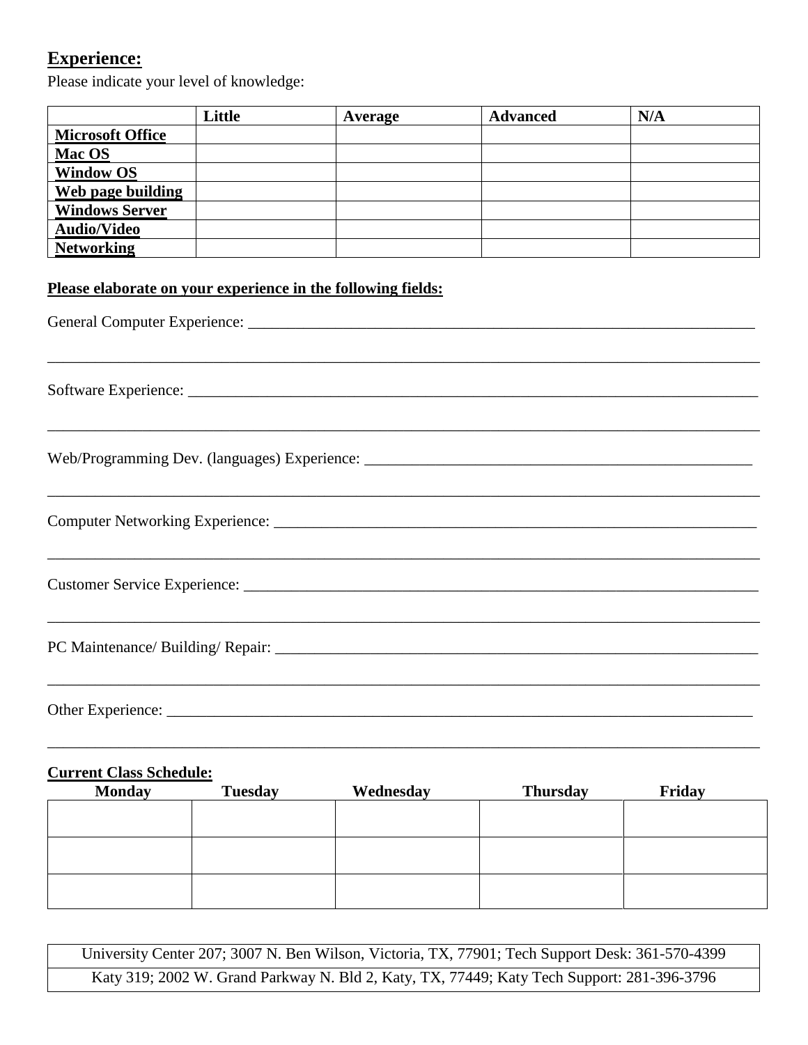## Experience:

Please indicate your level of knowledge:

| | Little | Average | Advanced | N/A |
|---|---|---|---|---|
| **Microsoft Office** | | | | |
| **Mac OS** | | | | |
| **Window OS** | | | | |
| **Web page building** | | | | |
| **Windows Server** | | | | |
| **Audio/Video** | | | | |
| **Networking** | | | | |

**Please elaborate on your experience in the following fields:**

General Computer Experience: ___________________________________________________________________

_____________________________________________________________________________________________

Software Experience: _________________________________________________________________________

_____________________________________________________________________________________________

Web/Programming Dev. (languages) Experience: ___________________________________________________

_____________________________________________________________________________________________

Computer Networking Experience: ________________________________________________________________

_____________________________________________________________________________________________

Customer Service Experience: ___________________________________________________________________

_____________________________________________________________________________________________

PC Maintenance/ Building/ Repair: _______________________________________________________________

_____________________________________________________________________________________________

Other Experience: ____________________________________________________________________________

_____________________________________________________________________________________________

**Current Class Schedule:**

| Monday | Tuesday | Wednesday | Thursday | Friday |
|---|---|---|---|---|
| | | | | |
| | | | | |
| | | | | |

| University Center 207; 3007 N. Ben Wilson, Victoria, TX, 77901; Tech Support Desk: 361-570-4399 |
|---|
| Katy 319; 2002 W. Grand Parkway N. Bld 2, Katy, TX, 77449; Katy Tech Support: 281-396-3796 |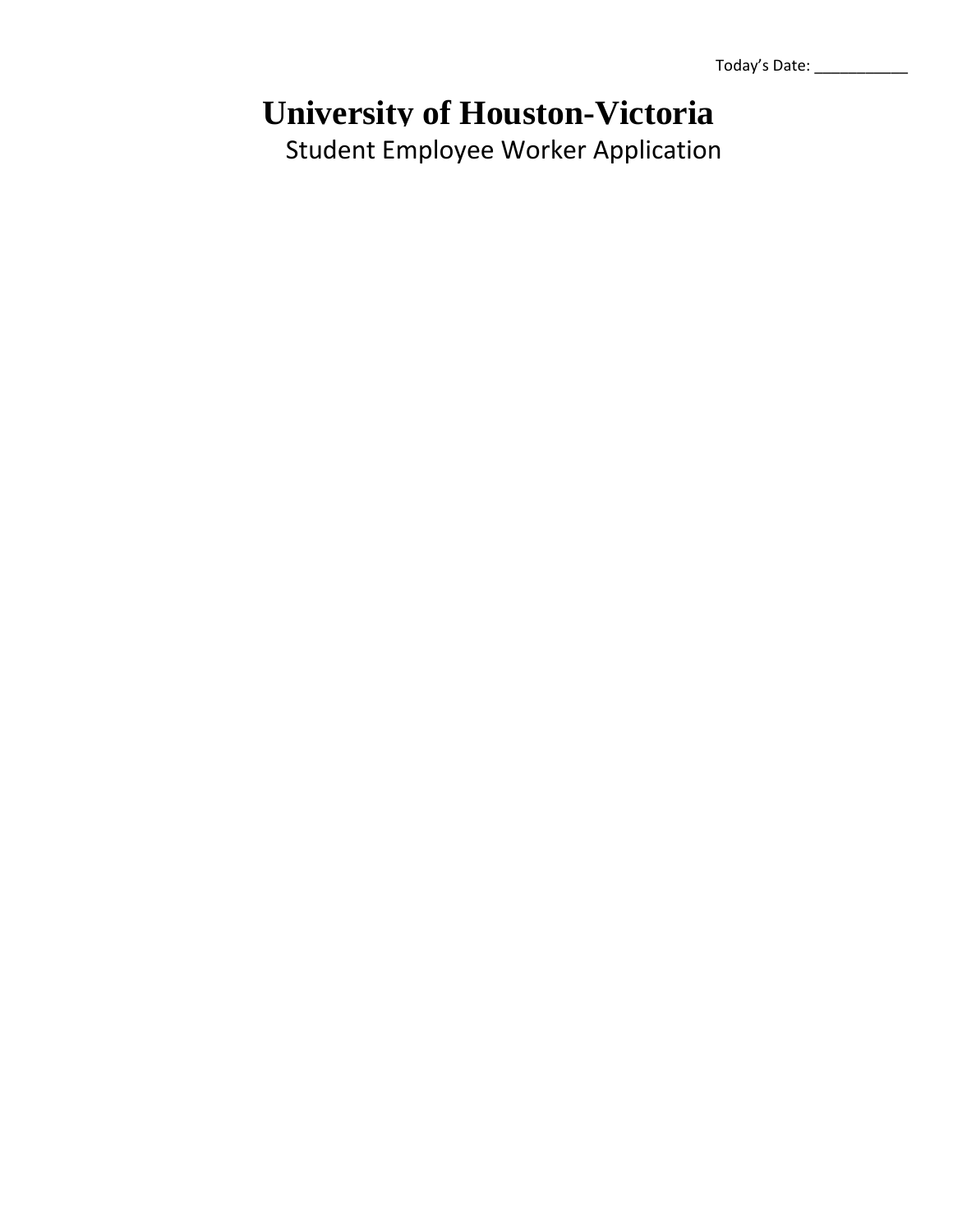Today's Date: ___________

# University of Houston-Victoria

Student Employee Worker Application